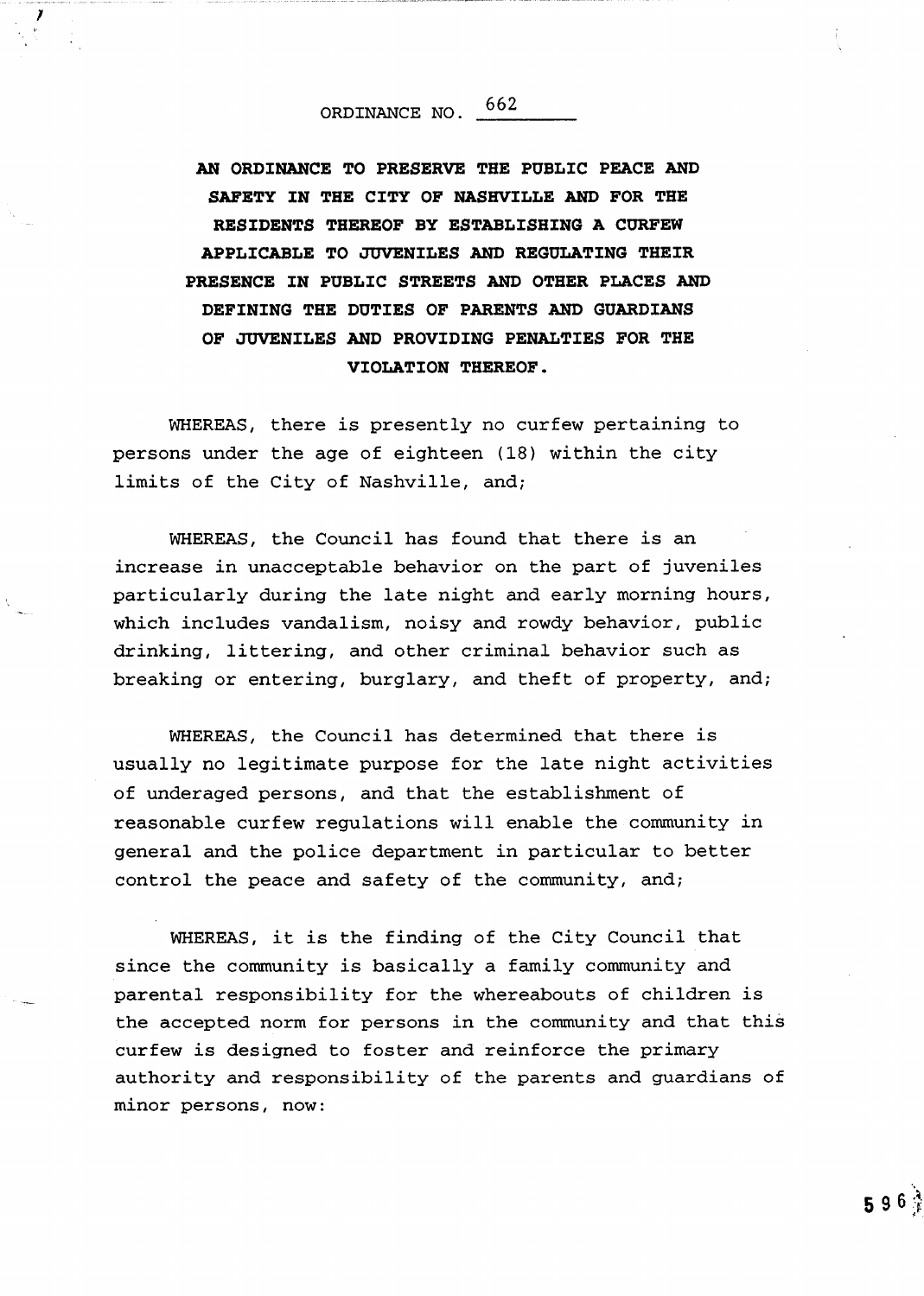ORDINANCE NO. 662

**AN ORDINANCE TO PRESERVE THE PUBLIC PEACE AND SAFETY IN THE CITY OF NASHVILLE AND FOR THE RESIDENTS THEREOF BY ESTABLISHING A CURFEW APPLICABLE TO JUVENILES AND REGULATING THEIR PRESENCE IN PUBLIC STREETS AND OTHER PLACES AND DEFINING THE DUTIES OF PARENTS AND GUARDIANS OF JUVENILES AND PROVIDING PENALTIES FOR THE VIOLATION THEREOF.**

WHEREAS, there is presently no curfew pertaining to persons under the age of eighteen (18) within the city limits of the City of Nashville, and;

WHEREAS, the Council has found that there is an increase in unacceptable behavior on the part of juveniles particularly during the late night and early morning hours, which includes vandalism, noisy and rowdy behavior, public drinking, littering, and other criminal behavior such as breaking or entering, burglary, and theft of property, and;

WHEREAS, the Council has determined that there is usually no legitimate purpose for the late night activities of underaged persons, and that the establishment of reasonable curfew regulations will enable the community in general and the police department in particular to better control the peace and safety of the community, and;

WHEREAS, it is the finding of the City Council that since the community is basically a family community and parental responsibility for the whereabouts of children is the accepted norm for persons in the community and that this curfew is designed to foster and reinforce the primary authority and responsibility of the parents and guardians of minor persons, now: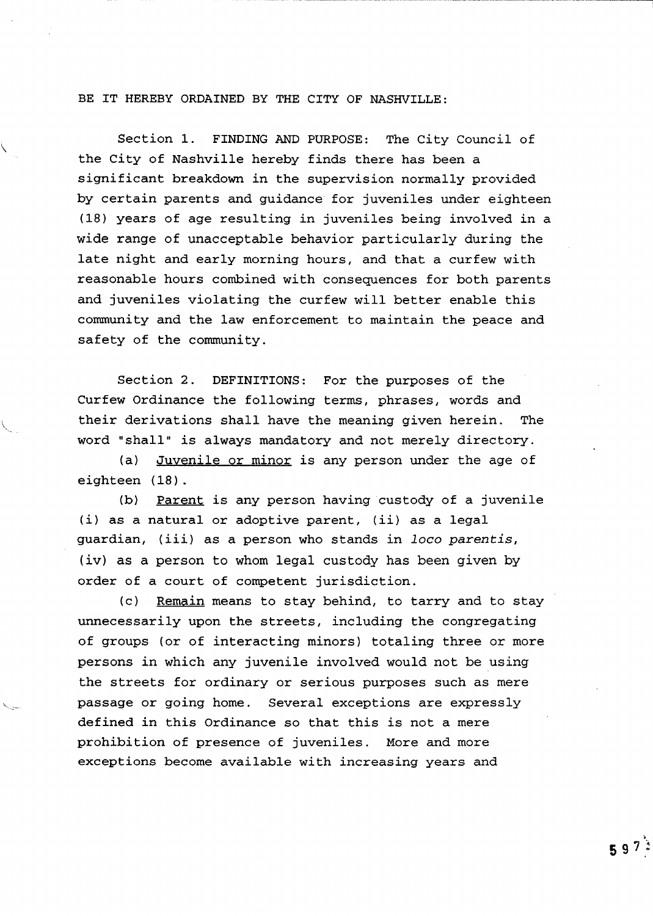BE IT HEREBY ORDAINED BY THE CITY OF NASHVILLE:

Section 1. FINDING AND PURPOSE: The City Council of the City of Nashville hereby finds there has been a significant breakdown in the supervision normally provided by certain parents and guidance for juveniles under eighteen (18) years of age resulting in juveniles being involved in a wide range of unacceptable behavior particularly during the late night and early morning hours, and that a curfew with reasonable hours combined with consequences for both parents and juveniles violating the curfew will better enable this community and the law enforcement to maintain the peace and safety of the community.

Section 2. DEFINITIONS: For the purposes of the Curfew Ordinance the following terms, phrases, words and their derivations shall have the meaning given herein. The word "shall" is always mandatory and not merely directory.

(a) Juvenile or minor is any person under the age of eighteen (18).

(b) Parent is any person having custody of a juvenile (i) as a natural or adoptive parent, (ii) as a legal guardian, (iii) as a person who stands in *loco parentis*, (iv) as a person to whom legal custody has been given by order of a court of competent jurisdiction.

(c) Remain means to stay behind, to tarry and to stay unnecessarily upon the streets, including the congregating of groups (or of interacting minors) totaling three or more persons in which any juvenile involved would not be using the streets for ordinary or serious purposes such as mere passage or going home. Several exceptions are expressly defined in this Ordinance so that this is not a mere prohibition of presence of juveniles. More and more exceptions become available with increasing years and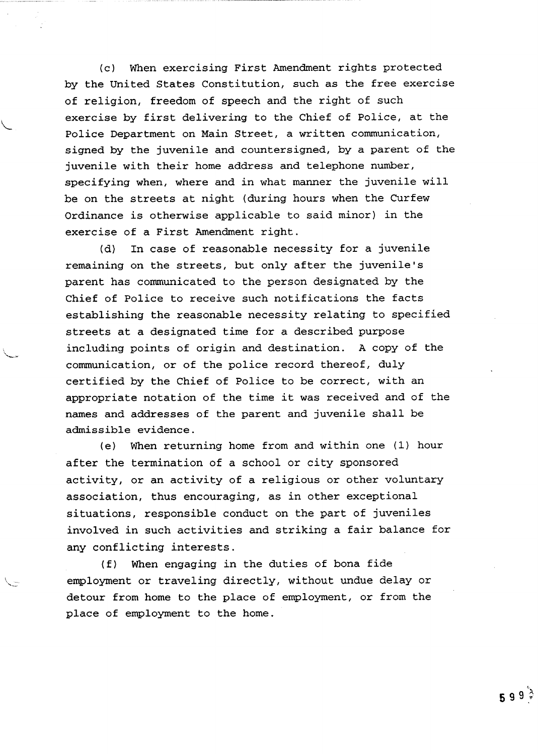(c) When exercising First Amendment rights protected by the United States Constitution, such as the free exercise of religion, freedom of speech and the right of such exercise by first delivering to the Chief of Police, at the Police Department on Main Street, a written communication, signed by the juvenile and countersigned, by a parent of the juvenile with their home address and telephone number, specifying when, where and in what manner the juvenile will be on the streets at night (during hours when the Curfew Ordinance is otherwise applicable to said minor) in the exercise of a First Amendment right.

(d) In case of reasonable necessity for a juvenile remaining on the streets, but only after the juvenile's parent has communicated to the person designated by the Chief of Police to receive such notifications the facts establishing the reasonable necessity relating to specified streets at a designated time for a described purpose including points of origin and destination. A copy of the communication, or of the police record thereof, duly certified by the Chief of Police to be correct, with an appropriate notation of the time it was received and of the names and addresses of the parent and juvenile shall be admissible evidence.

(e) When returning home from and within one (1) hour after the termination of a school or city sponsored activity, or an activity of a religious or other voluntary association, thus encouraging, as in other exceptional situations, responsible conduct on the part of juveniles involved in such activities and striking a fair balance for any conflicting interests.

(f) When engaging in the duties of bona fide employment or traveling directly, without undue delay or detour from home to the place of employment, or from the place of employment to the home.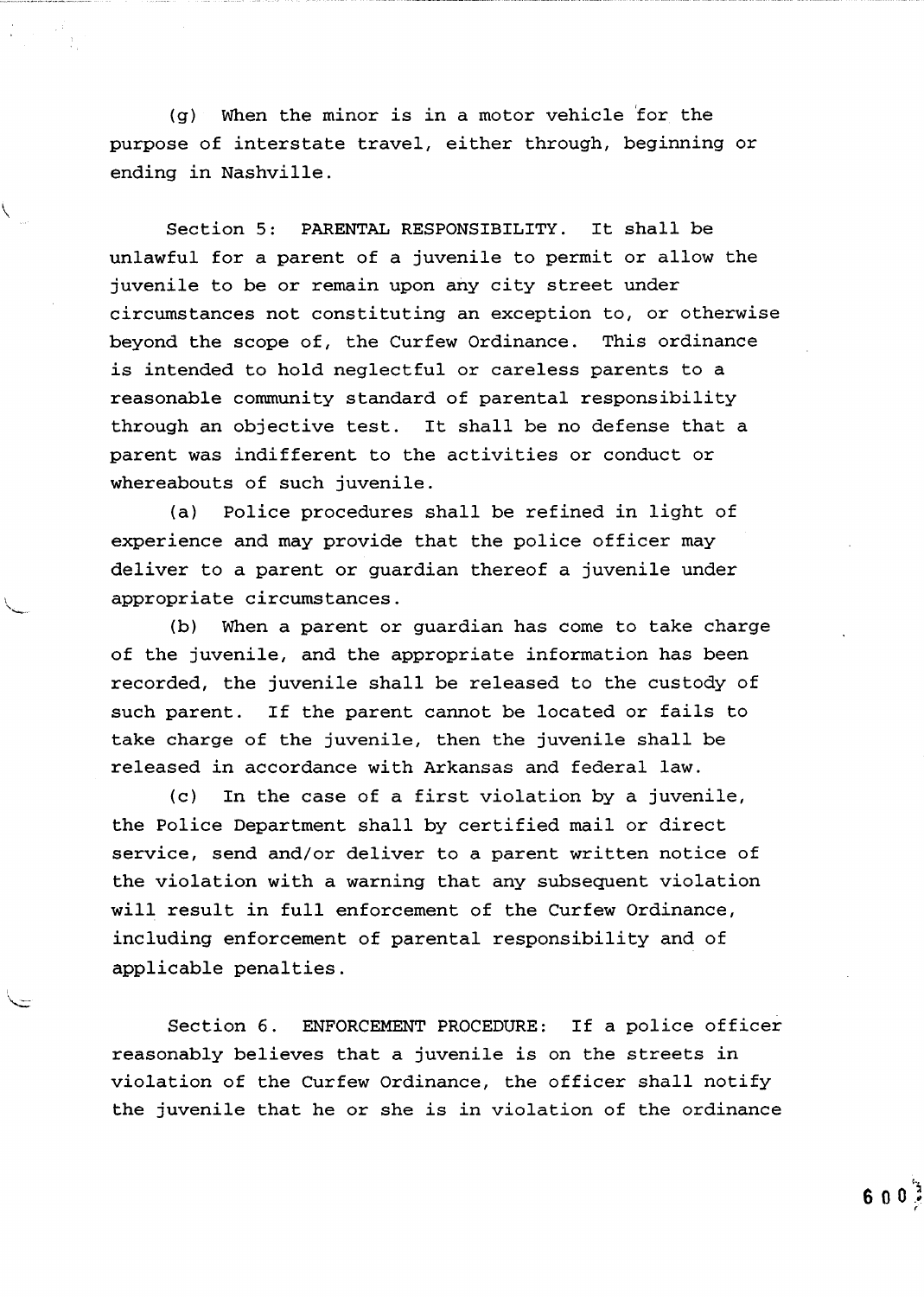(g) When the minor is in a motor vehicle for the purpose of interstate travel, either through, beginning or ending in Nashville.

Section 5: PARENTAL RESPONSIBILITY. It shall be unlawful for a parent of a juvenile to permit or allow the juvenile to be or remain upon any city street under circumstances not constituting an exception to, or otherwise beyond the scope of, the Curfew Ordinance. This ordinance is intended to hold neglectful or careless parents to a reasonable community standard of parental responsibility through an objective test. It shall be no defense that a parent was indifferent to the activities or conduct or whereabouts of such juvenile.

(a) Police procedures shall be refined in light of experience and may provide that the police officer may deliver to a parent or guardian thereof a juvenile under appropriate circumstances.

(b) When a parent or guardian has come to take charge of the juvenile, and the appropriate information has been recorded, the juvenile shall be released to the custody of such parent. If the parent cannot be located or fails to take charge of the juvenile, then the juvenile shall be released in accordance with Arkansas and federal law.

(c) In the case of a first violation by a juvenile, the Police Department shall by certified mail or direct service, send and/or deliver to a parent written notice of the violation with a warning that any subsequent violation will result in full enforcement of the Curfew Ordinance, including enforcement of parental responsibility and of applicable penalties.

Section 6. ENFORCEMENT PROCEDURE: If a police officer reasonably believes that a juvenile is on the streets in violation of the Curfew Ordinance, the officer shall notify the juvenile that he or she is in violation of the ordinance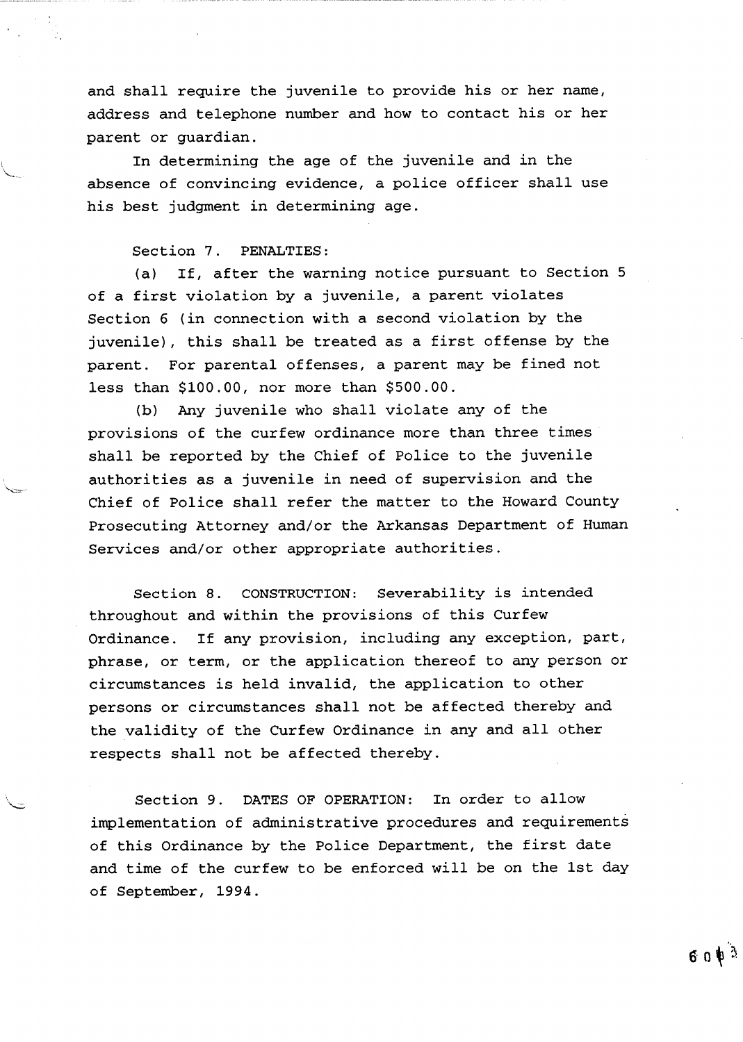and shall require the juvenile to provide his or her name, address and telephone number and how to contact his or her parent or guardian.

In determining the age of the juvenile and in the absence of convincing evidence, a police officer shall use his best judgment in determining age.

Section 7. PENALTIES:

(a) If, after the warning notice pursuant to Section 5 of a first violation by a juvenile, a parent violates Section 6 (in connection with a second violation by the juvenile), this shall be treated as a first offense by the parent. For parental offenses, a parent may be fined not less than $100.00, nor more than $500.00.

(b) Any juvenile who shall violate any of the provisions of the curfew ordinance more than three times shall be reported by the Chief of Police to the juvenile authorities as a juvenile in need of supervision and the Chief of Police shall refer the matter to the Howard County Prosecuting Attorney and/or the Arkansas Department of Human Services and/or other appropriate authorities.

Section 8. CONSTRUCTION: Severability is intended throughout and within the provisions of this Curfew Ordinance. If any provision, including any exception, part, phrase, or term, or the application thereof to any person or circumstances is held invalid, the application to other persons or circumstances shall not be affected thereby and the validity of the Curfew Ordinance in any and all other respects shall not be affected thereby.

Section 9. DATES OF OPERATION: In order to allow implementation of administrative procedures and requirements of this Ordinance by the Police Department, the first date and time of the curfew to be enforced will be on the 1st day of September, 1994.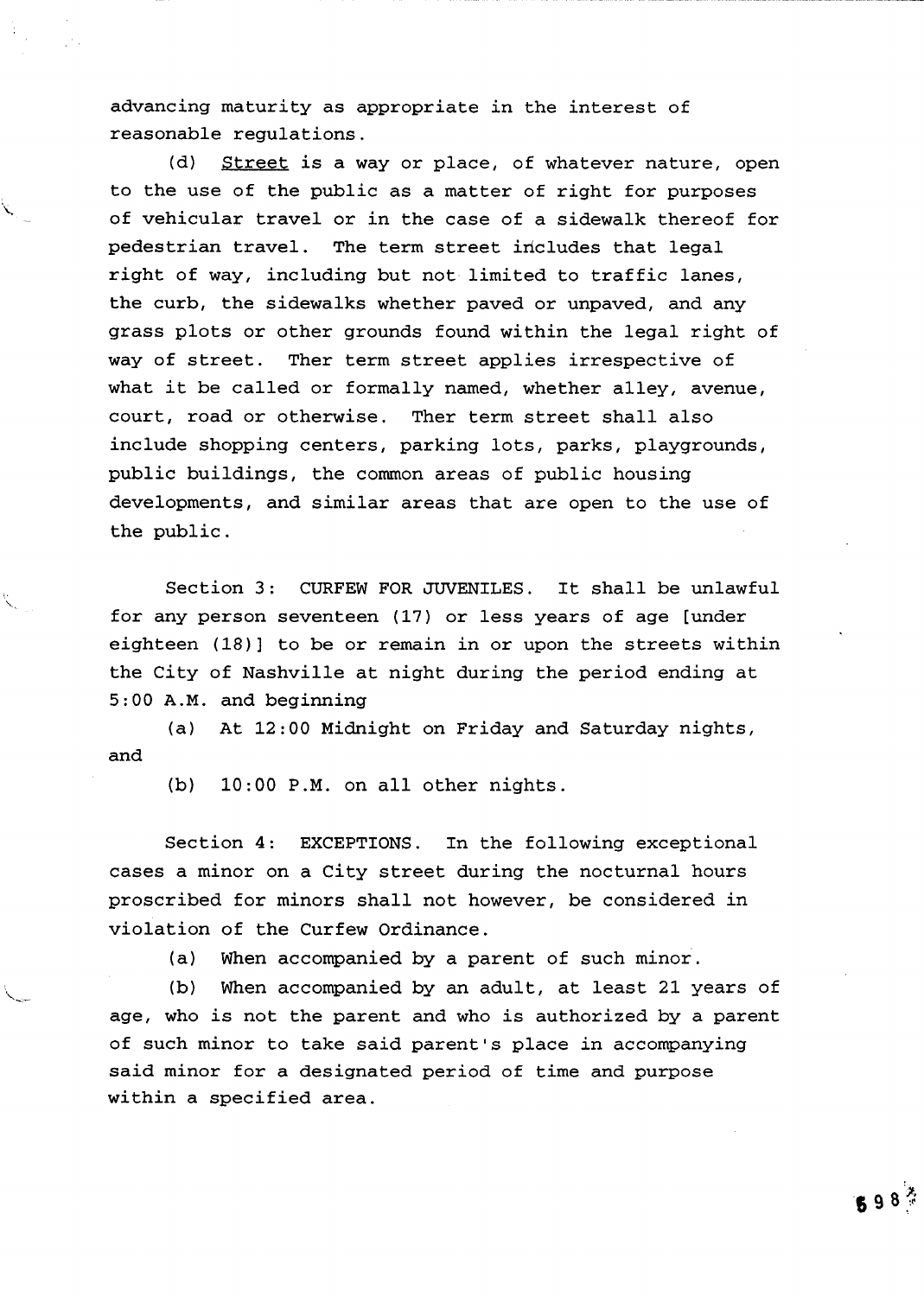advancing maturity as appropriate in the interest of reasonable regulations.

(d) Street is a way or place, of whatever nature, open to the use of the public as a matter of right for purposes of vehicular travel or in the case of a sidewalk thereof for pedestrian travel. The term street includes that legal right of way, including but not limited to traffic lanes, the curb, the sidewalks whether paved or unpaved, and any grass plots or other grounds found within the legal right of way of street. Ther term street applies irrespective of what it be called or formally named, whether alley, avenue, court, road or otherwise. Ther term street shall also include shopping centers, parking lots, parks, playgrounds, public buildings, the common areas of public housing developments, and similar areas that are open to the use of the public.

Section 3: CURFEW FOR JUVENILES. It shall be unlawful for any person seventeen (17) or less years of age [under eighteen (18)] to be or remain in or upon the streets within the City of Nashville at night during the period ending at 5:00 A.M. and beginning

(a) At 12:00 Midnight on Friday and Saturday nights, and

(b) 10:00 P.M. on all other nights.

Section 4: EXCEPTIONS. In the following exceptional cases a minor on a City street during the nocturnal hours proscribed for minors shall not however, be considered in violation of the Curfew Ordinance.

(a) When accompanied by a parent of such minor.

(b) When accompanied by an adult, at least 21 years of age, who is not the parent and who is authorized by a parent of such minor to take said parent's place in accompanying said minor for a designated period of time and purpose within a specified area.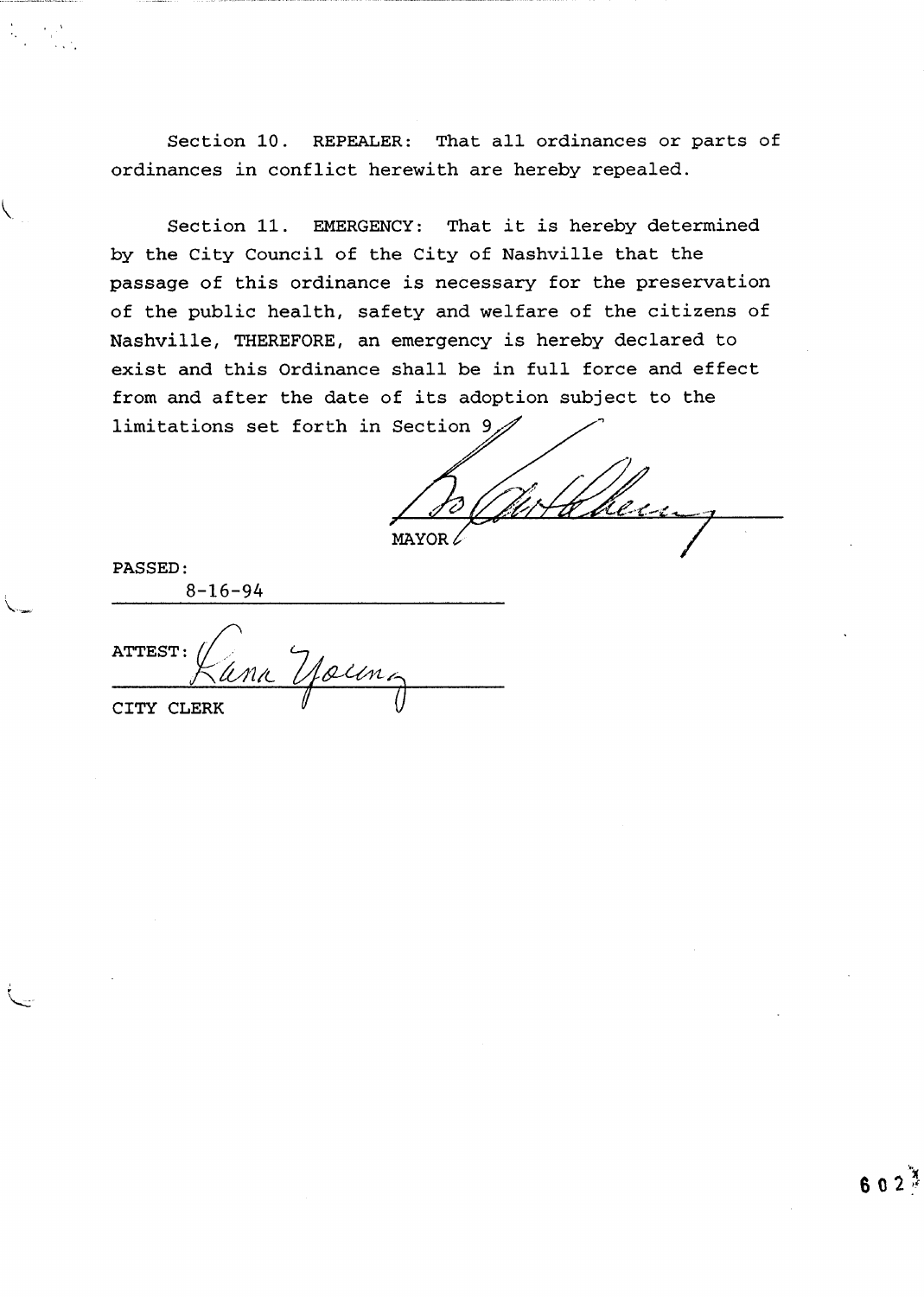Section 10. REPEALER: That all ordinances or parts of ordinances in conflict herewith are hereby repealed.

Section 11. EMERGENCY: That it is hereby determined by the City Council of the City of Nashville that the passage of this ordinance is necessary for the preservation of the public health, safety and welfare of the citizens of Nashville, THEREFORE, an emergency is hereby declared to exist and this Ordinance shall be in full force and effect from and after the date of its adoption subject to the limitations set forth in Section 9.

MAYOR

PASSED:
8-16-94

ATTEST: Lana Young

CITY CLERK